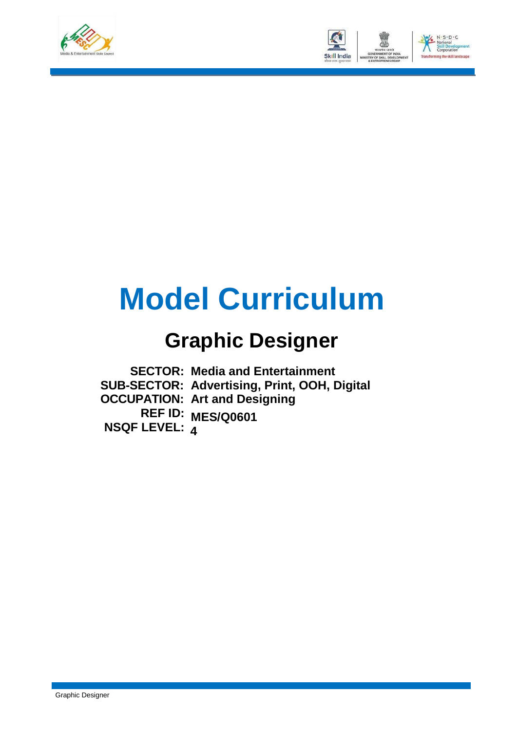# Model Curriculum

## Graphic Designer

**SECTOR:** Media and Entertainment
**SUB-SECTOR:** Advertising, Print, OOH, Digital
**OCCUPATION:** Art and Designing
**REF ID:** MES/Q0601
**NSQF LEVEL:** 4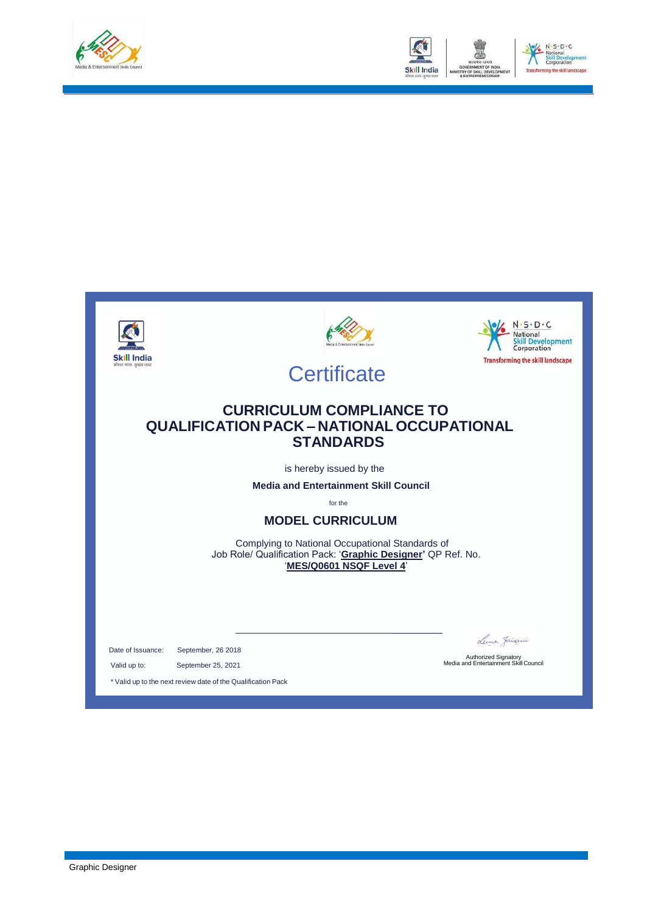# Certificate

## CURRICULUM COMPLIANCE TO QUALIFICATION PACK – NATIONAL OCCUPATIONAL STANDARDS

is hereby issued by the

**Media and Entertainment Skill Council**

for the

### MODEL CURRICULUM

Complying to National Occupational Standards of Job Role/ Qualification Pack: '**Graphic Designer'** QP Ref. No. '**MES/Q0601 NSQF Level 4**'

Date of Issuance: September, 26 2018

Valid up to: September 25, 2021

\* Valid up to the next review date of the Qualification Pack

Authorized Signatory
Media and Entertainment Skill Council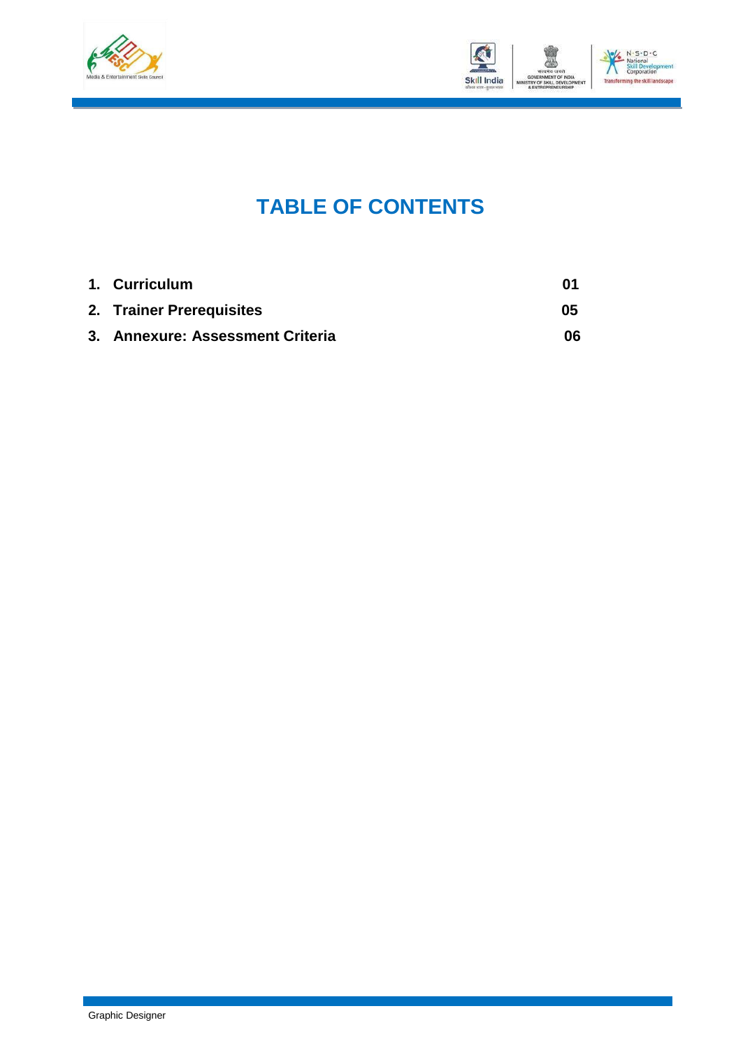# TABLE OF CONTENTS

| | |
|---|---|
| 1. **Curriculum** | **01** |
| 2. **Trainer Prerequisites** | **05** |
| 3. **Annexure: Assessment Criteria** | **06** |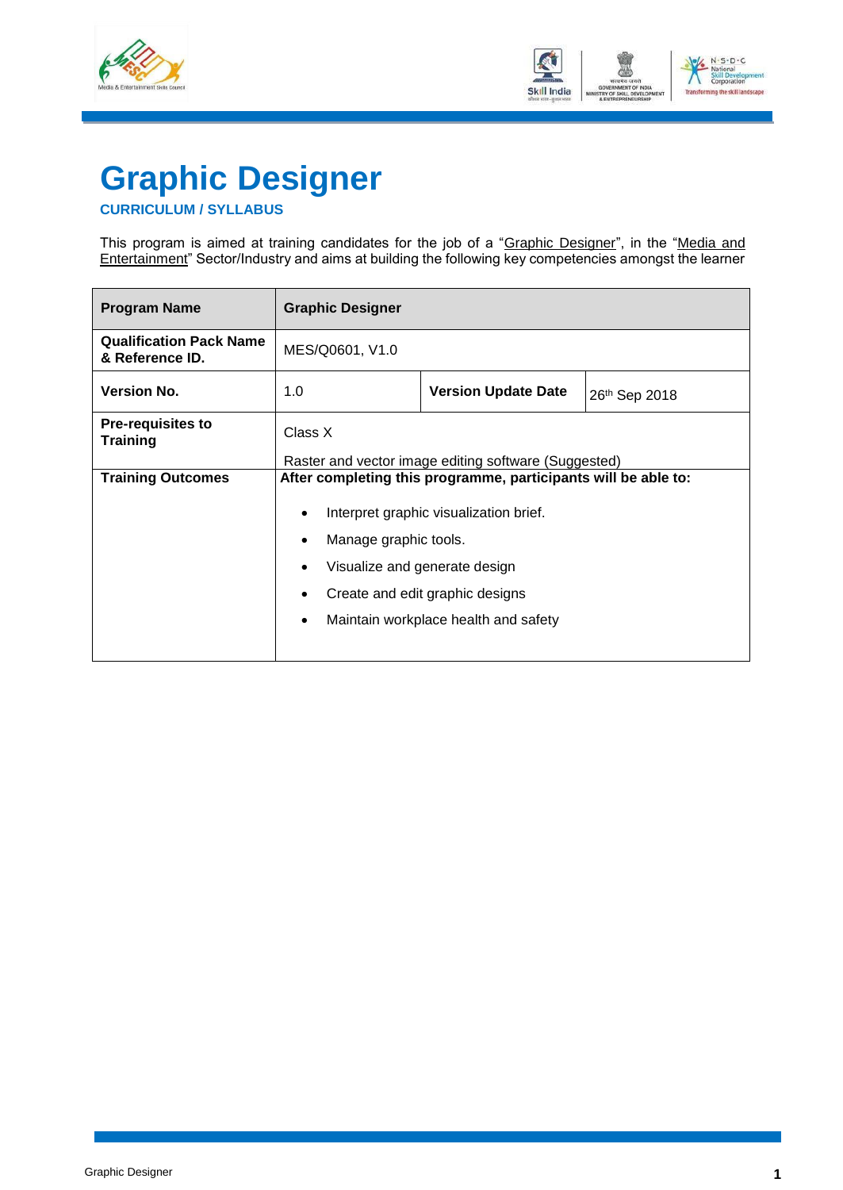# Graphic Designer

**CURRICULUM / SYLLABUS**

This program is aimed at training candidates for the job of a "Graphic Designer", in the "Media and Entertainment" Sector/Industry and aims at building the following key competencies amongst the learner

| **Program Name** | **Graphic Designer** | | |
|---|---|---|---|
| **Qualification Pack Name & Reference ID.** | MES/Q0601, V1.0 | | |
| **Version No.** | 1.0 | **Version Update Date** | 26th Sep 2018 |
| **Pre-requisites to Training** | Class X<br><br>Raster and vector image editing software (Suggested) | | |
| **Training Outcomes** | **After completing this programme, participants will be able to:**<br><br>• Interpret graphic visualization brief.<br>• Manage graphic tools.<br>• Visualize and generate design<br>• Create and edit graphic designs<br>• Maintain workplace health and safety | | |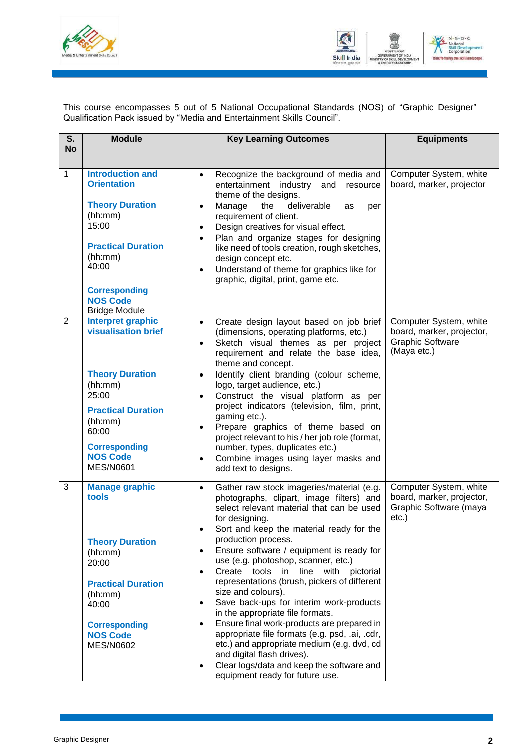This course encompasses 5 out of 5 National Occupational Standards (NOS) of "Graphic Designer" Qualification Pack issued by "Media and Entertainment Skills Council".

| S. No | Module | Key Learning Outcomes | Equipments |
|---|---|---|---|
| 1 | **Introduction and Orientation**<br><br>**Theory Duration** (hh:mm) 15:00<br><br>**Practical Duration** (hh:mm) 40:00<br><br>**Corresponding NOS Code** Bridge Module | • Recognize the background of media and entertainment industry and resource theme of the designs.<br>• Manage the deliverable as per requirement of client.<br>• Design creatives for visual effect.<br>• Plan and organize stages for designing like need of tools creation, rough sketches, design concept etc.<br>• Understand of theme for graphics like for graphic, digital, print, game etc. | Computer System, white board, marker, projector |
| 2 | **Interpret graphic visualisation brief**<br><br>**Theory Duration** (hh:mm) 25:00<br><br>**Practical Duration** (hh:mm) 60:00<br><br>**Corresponding NOS Code** MES/N0601 | • Create design layout based on job brief (dimensions, operating platforms, etc.)<br>• Sketch visual themes as per project requirement and relate the base idea, theme and concept.<br>• Identify client branding (colour scheme, logo, target audience, etc.)<br>• Construct the visual platform as per project indicators (television, film, print, gaming etc.).<br>• Prepare graphics of theme based on project relevant to his / her job role (format, number, types, duplicates etc.)<br>• Combine images using layer masks and add text to designs. | Computer System, white board, marker, projector, Graphic Software (Maya etc.) |
| 3 | **Manage graphic tools**<br><br>**Theory Duration** (hh:mm) 20:00<br><br>**Practical Duration** (hh:mm) 40:00<br><br>**Corresponding NOS Code** MES/N0602 | • Gather raw stock imageries/material (e.g. photographs, clipart, image filters) and select relevant material that can be used for designing.<br>• Sort and keep the material ready for the production process.<br>• Ensure software / equipment is ready for use (e.g. photoshop, scanner, etc.)<br>• Create tools in line with pictorial representations (brush, pickers of different size and colours).<br>• Save back-ups for interim work-products in the appropriate file formats.<br>• Ensure final work-products are prepared in appropriate file formats (e.g. psd, .ai, .cdr, etc.) and appropriate medium (e.g. dvd, cd and digital flash drives).<br>• Clear logs/data and keep the software and equipment ready for future use. | Computer System, white board, marker, projector, Graphic Software (maya etc.) |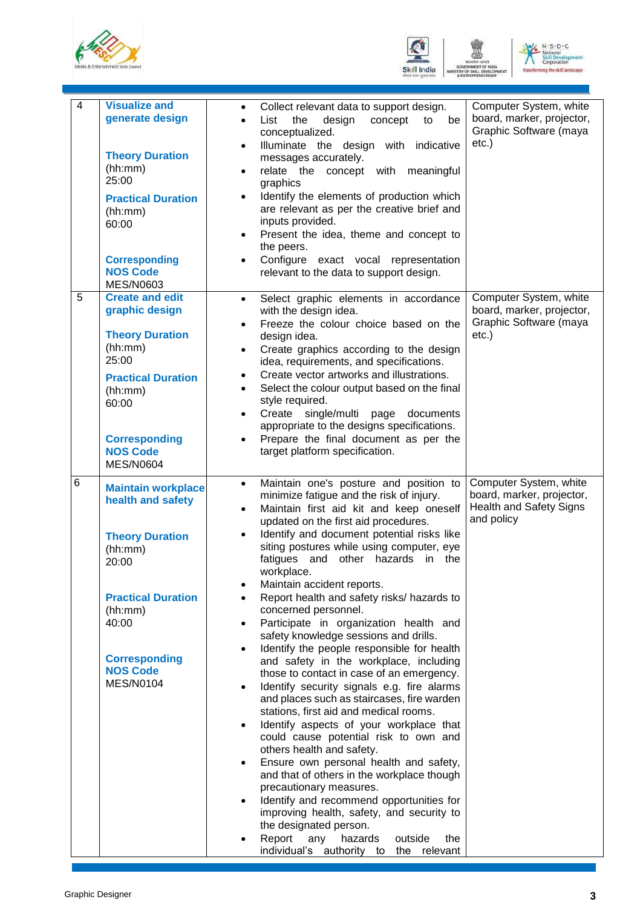| | | | |
|---|---|---|---|
| 4 | **Visualize and generate design**<br><br>**Theory Duration** (hh:mm) 25:00<br><br>**Practical Duration** (hh:mm) 60:00<br><br>**Corresponding NOS Code** MES/N0603 | • Collect relevant data to support design.<br>• List the design concept to be conceptualized.<br>• Illuminate the design with indicative messages accurately.<br>• relate the concept with meaningful graphics<br>• Identify the elements of production which are relevant as per the creative brief and inputs provided.<br>• Present the idea, theme and concept to the peers.<br>• Configure exact vocal representation relevant to the data to support design. | Computer System, white board, marker, projector, Graphic Software (maya etc.) |
| 5 | **Create and edit graphic design**<br><br>**Theory Duration** (hh:mm) 25:00<br><br>**Practical Duration** (hh:mm) 60:00<br><br>**Corresponding NOS Code** MES/N0604 | • Select graphic elements in accordance with the design idea.<br>• Freeze the colour choice based on the design idea.<br>• Create graphics according to the design idea, requirements, and specifications.<br>• Create vector artworks and illustrations.<br>• Select the colour output based on the final style required.<br>• Create single/multi page documents appropriate to the designs specifications.<br>• Prepare the final document as per the target platform specification. | Computer System, white board, marker, projector, Graphic Software (maya etc.) |
| 6 | **Maintain workplace health and safety**<br><br>**Theory Duration** (hh:mm) 20:00<br><br>**Practical Duration** (hh:mm) 40:00<br><br>**Corresponding NOS Code** MES/N0104 | • Maintain one's posture and position to minimize fatigue and the risk of injury.<br>• Maintain first aid kit and keep oneself updated on the first aid procedures.<br>• Identify and document potential risks like siting postures while using computer, eye fatigues and other hazards in the workplace.<br>• Maintain accident reports.<br>• Report health and safety risks/ hazards to concerned personnel.<br>• Participate in organization health and safety knowledge sessions and drills.<br>• Identify the people responsible for health and safety in the workplace, including those to contact in case of an emergency.<br>• Identify security signals e.g. fire alarms and places such as staircases, fire warden stations, first aid and medical rooms.<br>• Identify aspects of your workplace that could cause potential risk to own and others health and safety.<br>• Ensure own personal health and safety, and that of others in the workplace though precautionary measures.<br>• Identify and recommend opportunities for improving health, safety, and security to the designated person.<br>• Report any hazards outside the individual's authority to the relevant | Computer System, white board, marker, projector, Health and Safety Signs and policy |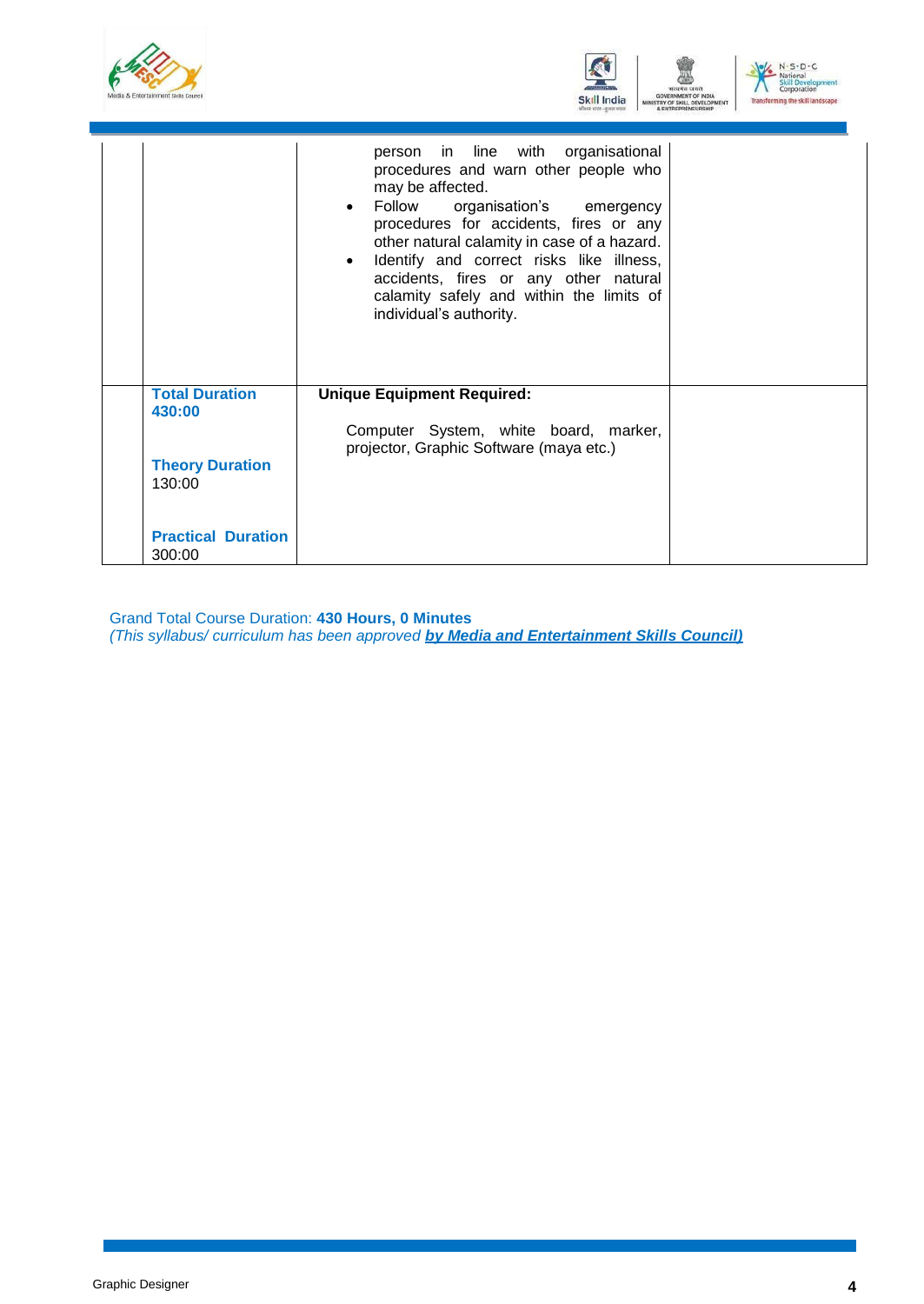| | | | |
|---|---|---|---|
| | | person in line with organisational procedures and warn other people who may be affected.<br>• Follow organisation's emergency procedures for accidents, fires or any other natural calamity in case of a hazard.<br>• Identify and correct risks like illness, accidents, fires or any other natural calamity safely and within the limits of individual's authority. | |
| | **Total Duration**<br>**430:00**<br><br>**Theory Duration**<br>130:00<br><br>**Practical Duration**<br>300:00 | **Unique Equipment Required:**<br><br>Computer System, white board, marker, projector, Graphic Software (maya etc.) | |

Grand Total Course Duration: **430 Hours, 0 Minutes**
*(This syllabus/ curriculum has been approved **by Media and Entertainment Skills Council)***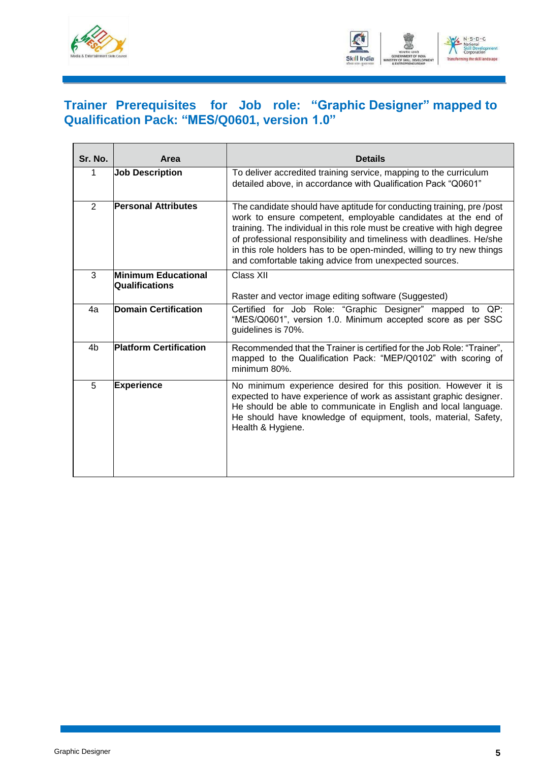# Trainer Prerequisites for Job role: "Graphic Designer" mapped to Qualification Pack: "MES/Q0601, version 1.0"

| Sr. No. | Area | Details |
|---|---|---|
| 1 | **Job Description** | To deliver accredited training service, mapping to the curriculum detailed above, in accordance with Qualification Pack "Q0601" |
| 2 | **Personal Attributes** | The candidate should have aptitude for conducting training, pre /post work to ensure competent, employable candidates at the end of training. The individual in this role must be creative with high degree of professional responsibility and timeliness with deadlines. He/she in this role holders has to be open-minded, willing to try new things and comfortable taking advice from unexpected sources. |
| 3 | **Minimum Educational Qualifications** | Class XII<br><br>Raster and vector image editing software (Suggested) |
| 4a | **Domain Certification** | Certified for Job Role: "Graphic Designer" mapped to QP: "MES/Q0601", version 1.0. Minimum accepted score as per SSC guidelines is 70%. |
| 4b | **Platform Certification** | Recommended that the Trainer is certified for the Job Role: "Trainer", mapped to the Qualification Pack: "MEP/Q0102" with scoring of minimum 80%. |
| 5 | **Experience** | No minimum experience desired for this position. However it is expected to have experience of work as assistant graphic designer. He should be able to communicate in English and local language. He should have knowledge of equipment, tools, material, Safety, Health & Hygiene. |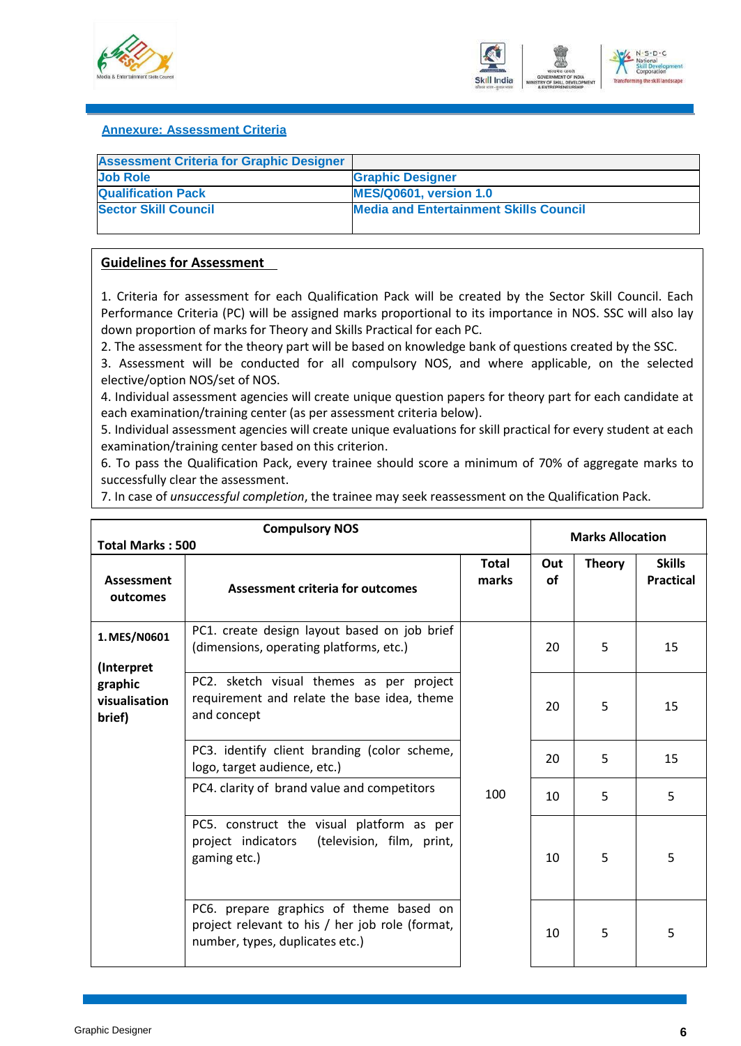## Annexure: Assessment Criteria

| Assessment Criteria for Graphic Designer | |
|---|---|
| Job Role | Graphic Designer |
| Qualification Pack | MES/Q0601, version 1.0 |
| Sector Skill Council | Media and Entertainment Skills Council |

### Guidelines for Assessment

1. Criteria for assessment for each Qualification Pack will be created by the Sector Skill Council. Each Performance Criteria (PC) will be assigned marks proportional to its importance in NOS. SSC will also lay down proportion of marks for Theory and Skills Practical for each PC.
2. The assessment for the theory part will be based on knowledge bank of questions created by the SSC.
3. Assessment will be conducted for all compulsory NOS, and where applicable, on the selected elective/option NOS/set of NOS.
4. Individual assessment agencies will create unique question papers for theory part for each candidate at each examination/training center (as per assessment criteria below).
5. Individual assessment agencies will create unique evaluations for skill practical for every student at each examination/training center based on this criterion.
6. To pass the Qualification Pack, every trainee should score a minimum of 70% of aggregate marks to successfully clear the assessment.
7. In case of *unsuccessful completion*, the trainee may seek reassessment on the Qualification Pack.

| Compulsory NOS<br>Total Marks : 500 | | | Marks Allocation | | |
|---|---|---|---|---|---|
| **Assessment outcomes** | **Assessment criteria for outcomes** | **Total marks** | **Out of** | **Theory** | **Skills Practical** |
| **1. MES/N0601**<br>**(Interpret graphic visualisation brief)** | PC1. create design layout based on job brief (dimensions, operating platforms, etc.) | 100 | 20 | 5 | 15 |
| | PC2. sketch visual themes as per project requirement and relate the base idea, theme and concept | | 20 | 5 | 15 |
| | PC3. identify client branding (color scheme, logo, target audience, etc.) | | 20 | 5 | 15 |
| | PC4. clarity of brand value and competitors | | 10 | 5 | 5 |
| | PC5. construct the visual platform as per project indicators (television, film, print, gaming etc.) | | 10 | 5 | 5 |
| | PC6. prepare graphics of theme based on project relevant to his / her job role (format, number, types, duplicates etc.) | | 10 | 5 | 5 |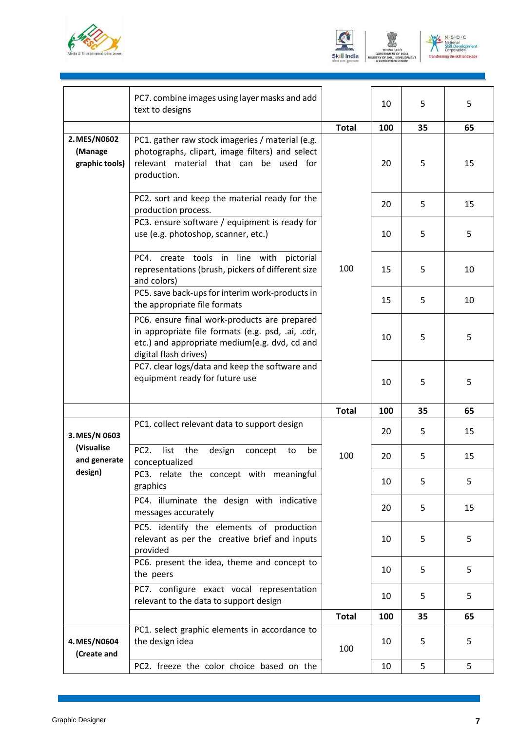| | | | | | |
|---|---|---|---|---|---|
| | PC7. combine images using layer masks and add text to designs | | 10 | 5 | 5 |
| | | **Total** | **100** | **35** | **65** |
| **2. MES/N0602 (Manage graphic tools)** | PC1. gather raw stock imageries / material (e.g. photographs, clipart, image filters) and select relevant material that can be used for production. | 100 | 20 | 5 | 15 |
| | PC2. sort and keep the material ready for the production process. | | 20 | 5 | 15 |
| | PC3. ensure software / equipment is ready for use (e.g. photoshop, scanner, etc.) | | 10 | 5 | 5 |
| | PC4. create tools in line with pictorial representations (brush, pickers of different size and colors) | | 15 | 5 | 10 |
| | PC5. save back-ups for interim work-products in the appropriate file formats | | 15 | 5 | 10 |
| | PC6. ensure final work-products are prepared in appropriate file formats (e.g. psd, .ai, .cdr, etc.) and appropriate medium(e.g. dvd, cd and digital flash drives) | | 10 | 5 | 5 |
| | PC7. clear logs/data and keep the software and equipment ready for future use | | 10 | 5 | 5 |
| | | **Total** | **100** | **35** | **65** |
| **3. MES/N 0603 (Visualise and generate design)** | PC1. collect relevant data to support design | 100 | 20 | 5 | 15 |
| | PC2. list the design concept to be conceptualized | | 20 | 5 | 15 |
| | PC3. relate the concept with meaningful graphics | | 10 | 5 | 5 |
| | PC4. illuminate the design with indicative messages accurately | | 20 | 5 | 15 |
| | PC5. identify the elements of production relevant as per the creative brief and inputs provided | | 10 | 5 | 5 |
| | PC6. present the idea, theme and concept to the peers | | 10 | 5 | 5 |
| | PC7. configure exact vocal representation relevant to the data to support design | | 10 | 5 | 5 |
| | | **Total** | **100** | **35** | **65** |
| **4. MES/N0604 (Create and** | PC1. select graphic elements in accordance to the design idea | 100 | 10 | 5 | 5 |
| | PC2. freeze the color choice based on the | | 10 | 5 | 5 |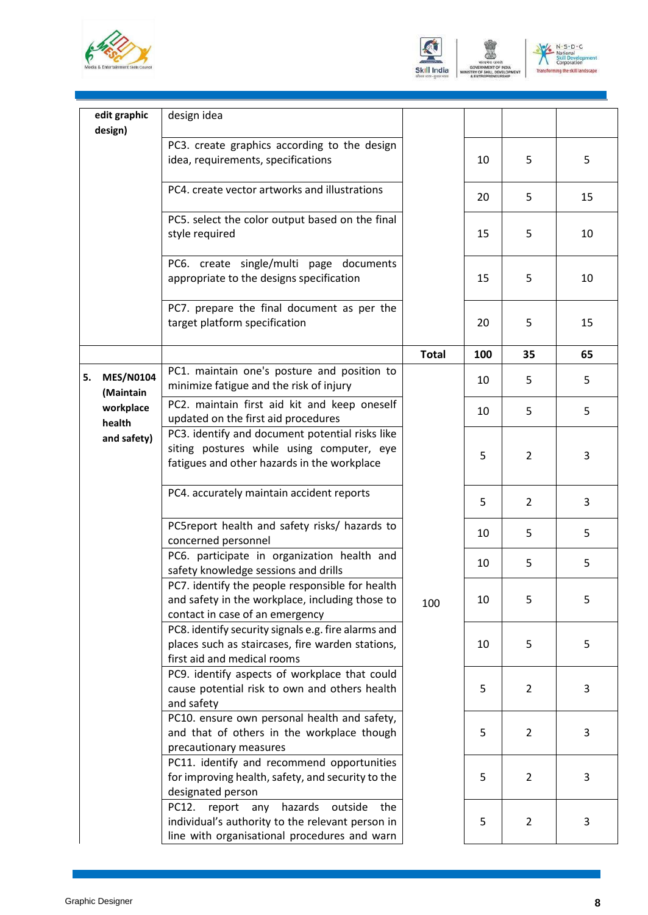| | | | | | |
|---|---|---|---|---|---|
| edit graphic design) | design idea | | | | |
| | PC3. create graphics according to the design idea, requirements, specifications | | 10 | 5 | 5 |
| | PC4. create vector artworks and illustrations | | 20 | 5 | 15 |
| | PC5. select the color output based on the final style required | | 15 | 5 | 10 |
| | PC6. create single/multi page documents appropriate to the designs specification | | 15 | 5 | 10 |
| | PC7. prepare the final document as per the target platform specification | | 20 | 5 | 15 |
| | | **Total** | **100** | **35** | **65** |
| **5. MES/N0104 (Maintain workplace health and safety)** | PC1. maintain one's posture and position to minimize fatigue and the risk of injury | 100 | 10 | 5 | 5 |
| | PC2. maintain first aid kit and keep oneself updated on the first aid procedures | | 10 | 5 | 5 |
| | PC3. identify and document potential risks like siting postures while using computer, eye fatigues and other hazards in the workplace | | 5 | 2 | 3 |
| | PC4. accurately maintain accident reports | | 5 | 2 | 3 |
| | PC5report health and safety risks/ hazards to concerned personnel | | 10 | 5 | 5 |
| | PC6. participate in organization health and safety knowledge sessions and drills | | 10 | 5 | 5 |
| | PC7. identify the people responsible for health and safety in the workplace, including those to contact in case of an emergency | | 10 | 5 | 5 |
| | PC8. identify security signals e.g. fire alarms and places such as staircases, fire warden stations, first aid and medical rooms | | 10 | 5 | 5 |
| | PC9. identify aspects of workplace that could cause potential risk to own and others health and safety | | 5 | 2 | 3 |
| | PC10. ensure own personal health and safety, and that of others in the workplace though precautionary measures | | 5 | 2 | 3 |
| | PC11. identify and recommend opportunities for improving health, safety, and security to the designated person | | 5 | 2 | 3 |
| | PC12. report any hazards outside the individual's authority to the relevant person in line with organisational procedures and warn | | 5 | 2 | 3 |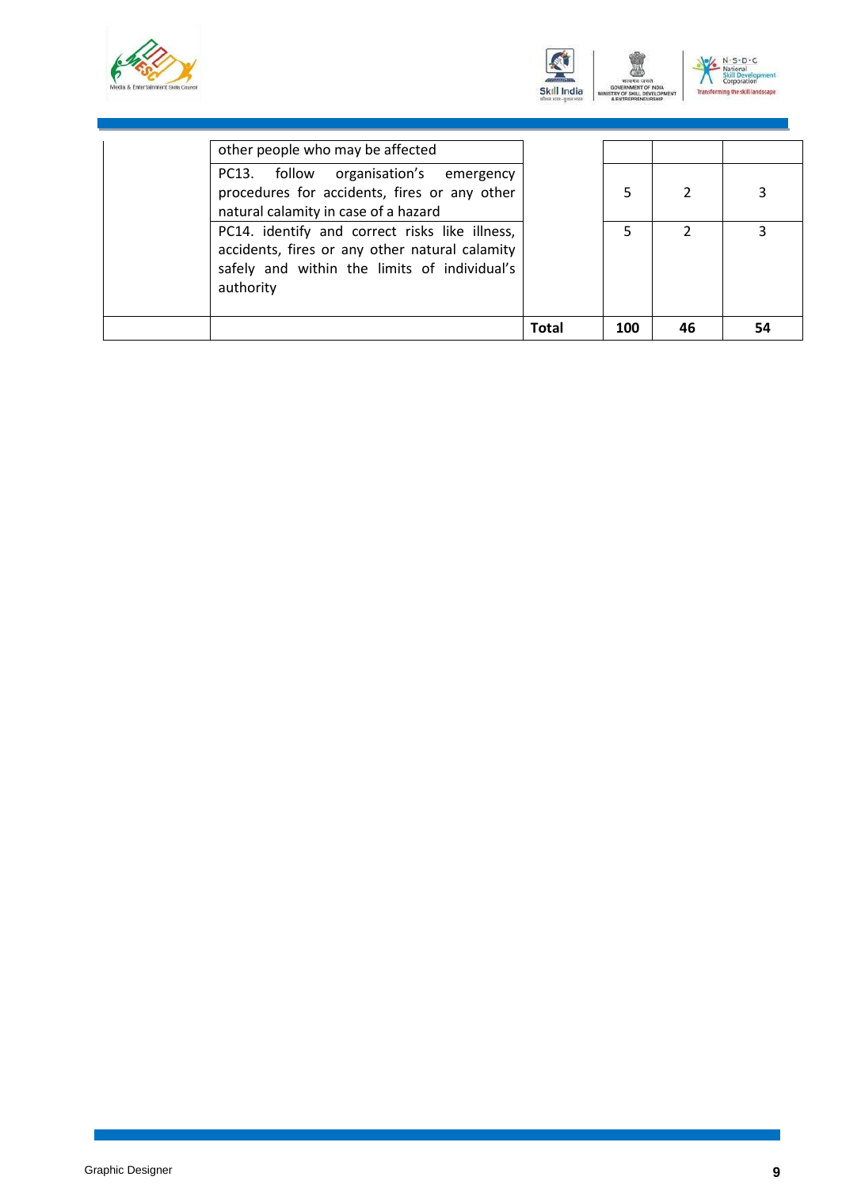| | | | | | |
|---|---|---|---|---|---|
| | other people who may be affected | | | | |
| | PC13. follow organisation's emergency procedures for accidents, fires or any other natural calamity in case of a hazard | | 5 | 2 | 3 |
| | PC14. identify and correct risks like illness, accidents, fires or any other natural calamity safely and within the limits of individual's authority | | 5 | 2 | 3 |
| | | **Total** | **100** | **46** | **54** |